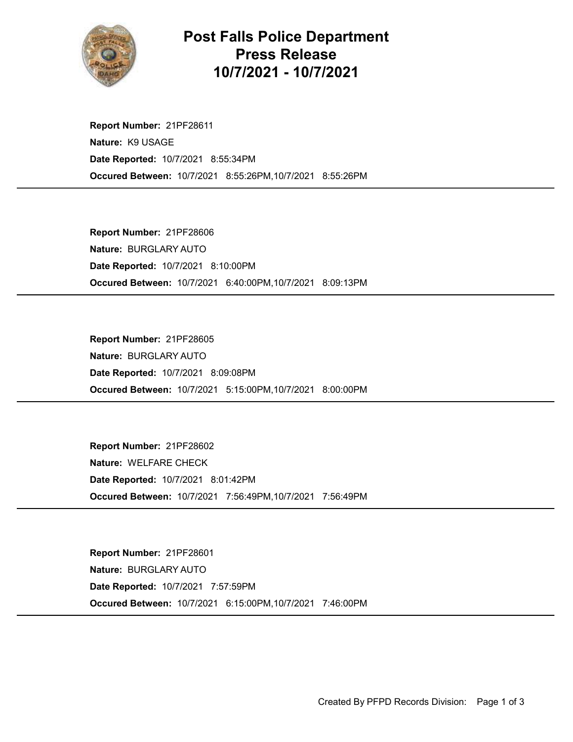# Post Falls Police Department
# Press Release
# 10/7/2021 - 10/7/2021

**Report Number:** 21PF28611
**Nature:** K9 USAGE
**Date Reported:** 10/7/2021 8:55:34PM
**Occured Between:** 10/7/2021 8:55:26PM,10/7/2021 8:55:26PM

---

**Report Number:** 21PF28606
**Nature:** BURGLARY AUTO
**Date Reported:** 10/7/2021 8:10:00PM
**Occured Between:** 10/7/2021 6:40:00PM,10/7/2021 8:09:13PM

---

**Report Number:** 21PF28605
**Nature:** BURGLARY AUTO
**Date Reported:** 10/7/2021 8:09:08PM
**Occured Between:** 10/7/2021 5:15:00PM,10/7/2021 8:00:00PM

---

**Report Number:** 21PF28602
**Nature:** WELFARE CHECK
**Date Reported:** 10/7/2021 8:01:42PM
**Occured Between:** 10/7/2021 7:56:49PM,10/7/2021 7:56:49PM

---

**Report Number:** 21PF28601
**Nature:** BURGLARY AUTO
**Date Reported:** 10/7/2021 7:57:59PM
**Occured Between:** 10/7/2021 6:15:00PM,10/7/2021 7:46:00PM

---

Created By PFPD Records Division: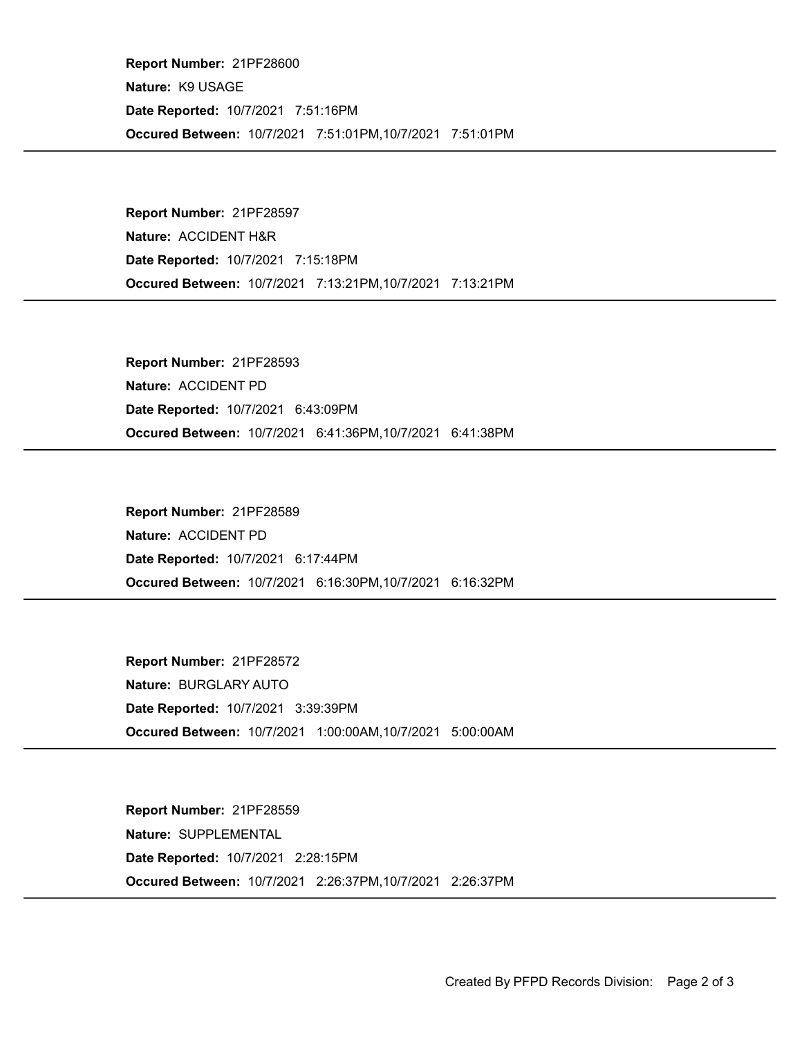**Report Number:** 21PF28600

**Nature:** K9 USAGE

**Date Reported:** 10/7/2021 7:51:16PM

**Occured Between:** 10/7/2021 7:51:01PM,10/7/2021 7:51:01PM

---

**Report Number:** 21PF28597

**Nature:** ACCIDENT H&R

**Date Reported:** 10/7/2021 7:15:18PM

**Occured Between:** 10/7/2021 7:13:21PM,10/7/2021 7:13:21PM

---

**Report Number:** 21PF28593

**Nature:** ACCIDENT PD

**Date Reported:** 10/7/2021 6:43:09PM

**Occured Between:** 10/7/2021 6:41:36PM,10/7/2021 6:41:38PM

---

**Report Number:** 21PF28589

**Nature:** ACCIDENT PD

**Date Reported:** 10/7/2021 6:17:44PM

**Occured Between:** 10/7/2021 6:16:30PM,10/7/2021 6:16:32PM

---

**Report Number:** 21PF28572

**Nature:** BURGLARY AUTO

**Date Reported:** 10/7/2021 3:39:39PM

**Occured Between:** 10/7/2021 1:00:00AM,10/7/2021 5:00:00AM

---

**Report Number:** 21PF28559

**Nature:** SUPPLEMENTAL

**Date Reported:** 10/7/2021 2:28:15PM

**Occured Between:** 10/7/2021 2:26:37PM,10/7/2021 2:26:37PM

---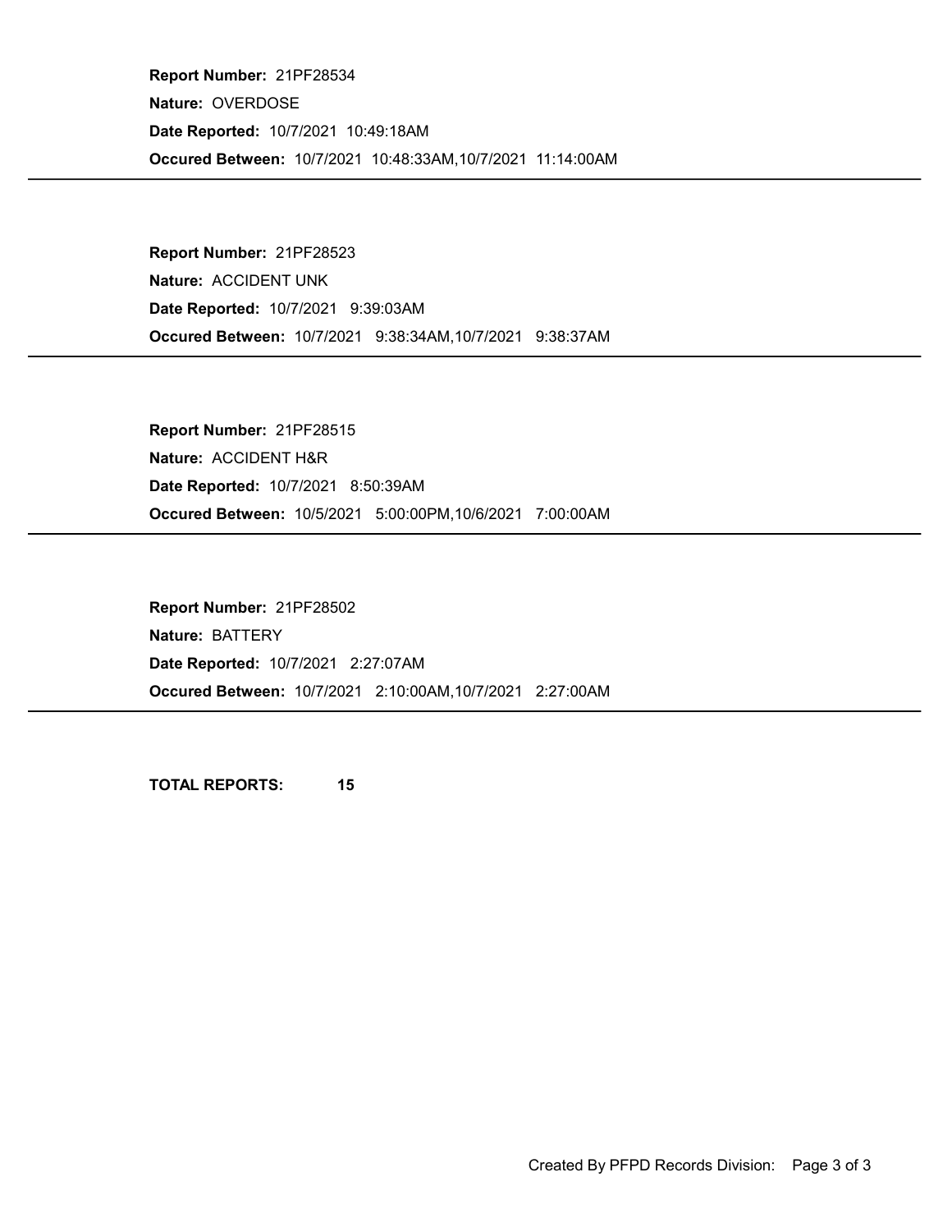**Report Number:** 21PF28534

**Nature:** OVERDOSE

**Date Reported:** 10/7/2021 10:49:18AM

**Occured Between:** 10/7/2021 10:48:33AM,10/7/2021 11:14:00AM

---

**Report Number:** 21PF28523

**Nature:** ACCIDENT UNK

**Date Reported:** 10/7/2021 9:39:03AM

**Occured Between:** 10/7/2021 9:38:34AM,10/7/2021 9:38:37AM

---

**Report Number:** 21PF28515

**Nature:** ACCIDENT H&R

**Date Reported:** 10/7/2021 8:50:39AM

**Occured Between:** 10/5/2021 5:00:00PM,10/6/2021 7:00:00AM

---

**Report Number:** 21PF28502

**Nature:** BATTERY

**Date Reported:** 10/7/2021 2:27:07AM

**Occured Between:** 10/7/2021 2:10:00AM,10/7/2021 2:27:00AM

---

**TOTAL REPORTS: 15**

Created By PFPD Records Division: